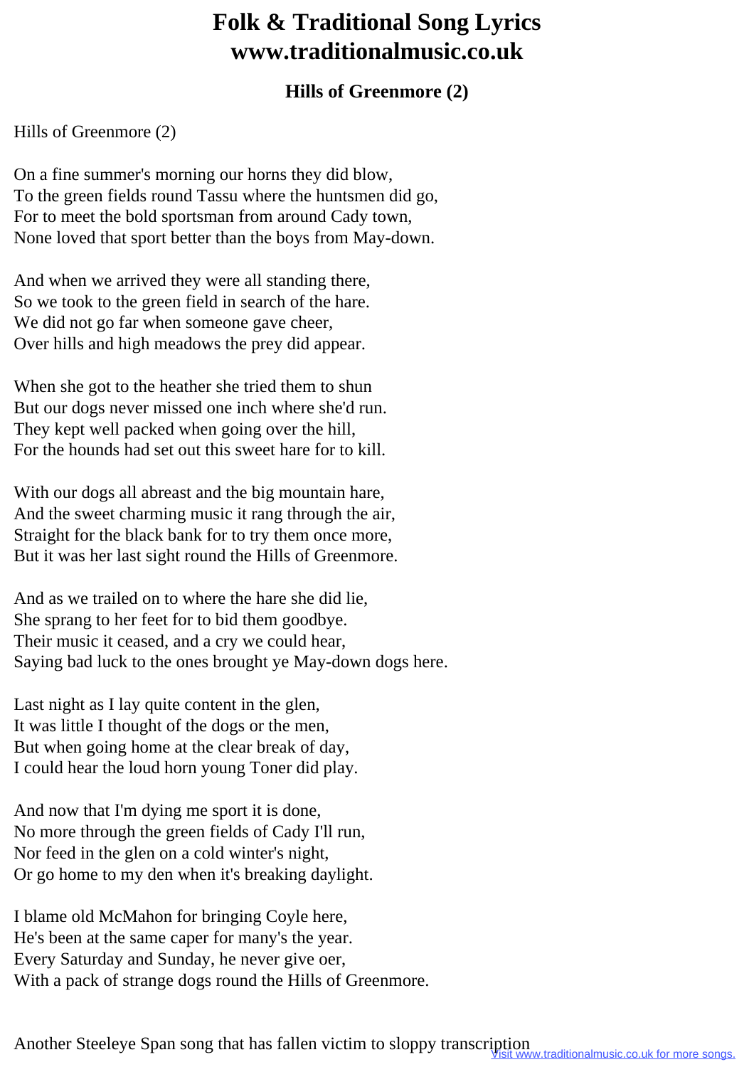# Folk & Traditional Song Lyrics www.traditionalmusic.co.uk

## Hills of Greenmore (2)

Hills of Greenmore (2)

On a fine summer's morning our horns they did blow,
To the green fields round Tassu where the huntsmen did go,
For to meet the bold sportsman from around Cady town,
None loved that sport better than the boys from May-down.

And when we arrived they were all standing there,
So we took to the green field in search of the hare.
We did not go far when someone gave cheer,
Over hills and high meadows the prey did appear.

When she got to the heather she tried them to shun
But our dogs never missed one inch where she'd run.
They kept well packed when going over the hill,
For the hounds had set out this sweet hare for to kill.

With our dogs all abreast and the big mountain hare,
And the sweet charming music it rang through the air,
Straight for the black bank for to try them once more,
But it was her last sight round the Hills of Greenmore.

And as we trailed on to where the hare she did lie,
She sprang to her feet for to bid them goodbye.
Their music it ceased, and a cry we could hear,
Saying bad luck to the ones brought ye May-down dogs here.

Last night as I lay quite content in the glen,
It was little I thought of the dogs or the men,
But when going home at the clear break of day,
I could hear the loud horn young Toner did play.

And now that I'm dying me sport it is done,
No more through the green fields of Cady I'll run,
Nor feed in the glen on a cold winter's night,
Or go home to my den when it's breaking daylight.

I blame old McMahon for bringing Coyle here,
He's been at the same caper for many's the year.
Every Saturday and Sunday, he never give oer,
With a pack of strange dogs round the Hills of Greenmore.

Another Steeleye Span song that has fallen victim to sloppy transcription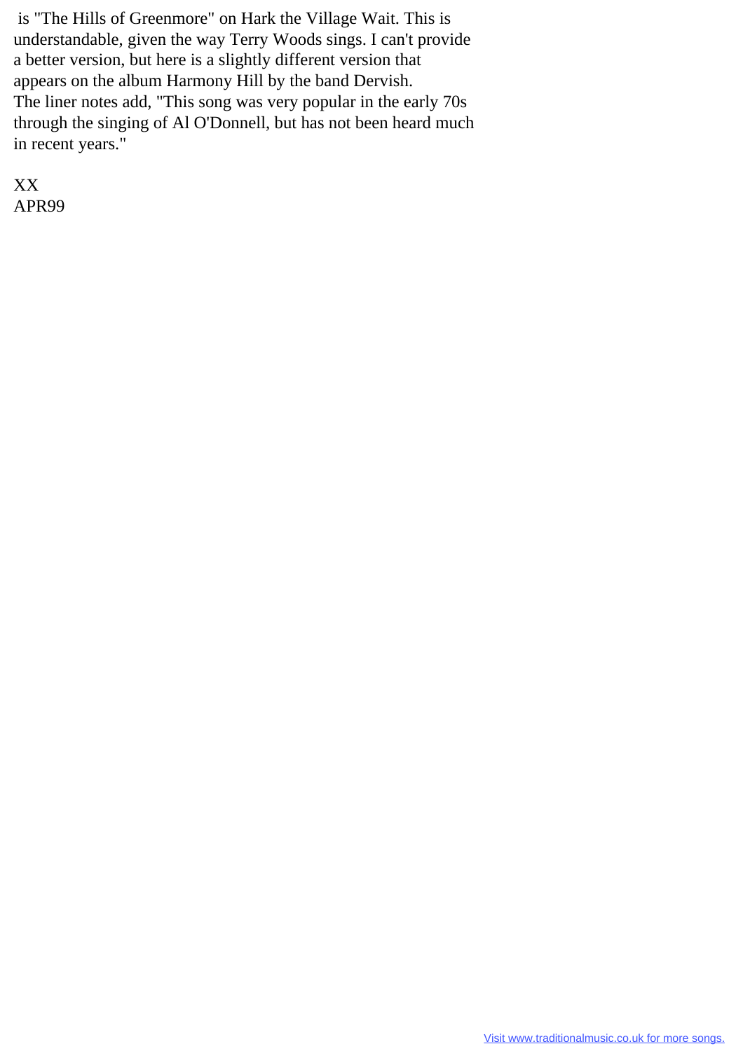is "The Hills of Greenmore" on Hark the Village Wait. This is understandable, given the way Terry Woods sings. I can't provide a better version, but here is a slightly different version that appears on the album Harmony Hill by the band Dervish.
The liner notes add, "This song was very popular in the early 70s through the singing of Al O'Donnell, but has not been heard much in recent years."

XX
APR99